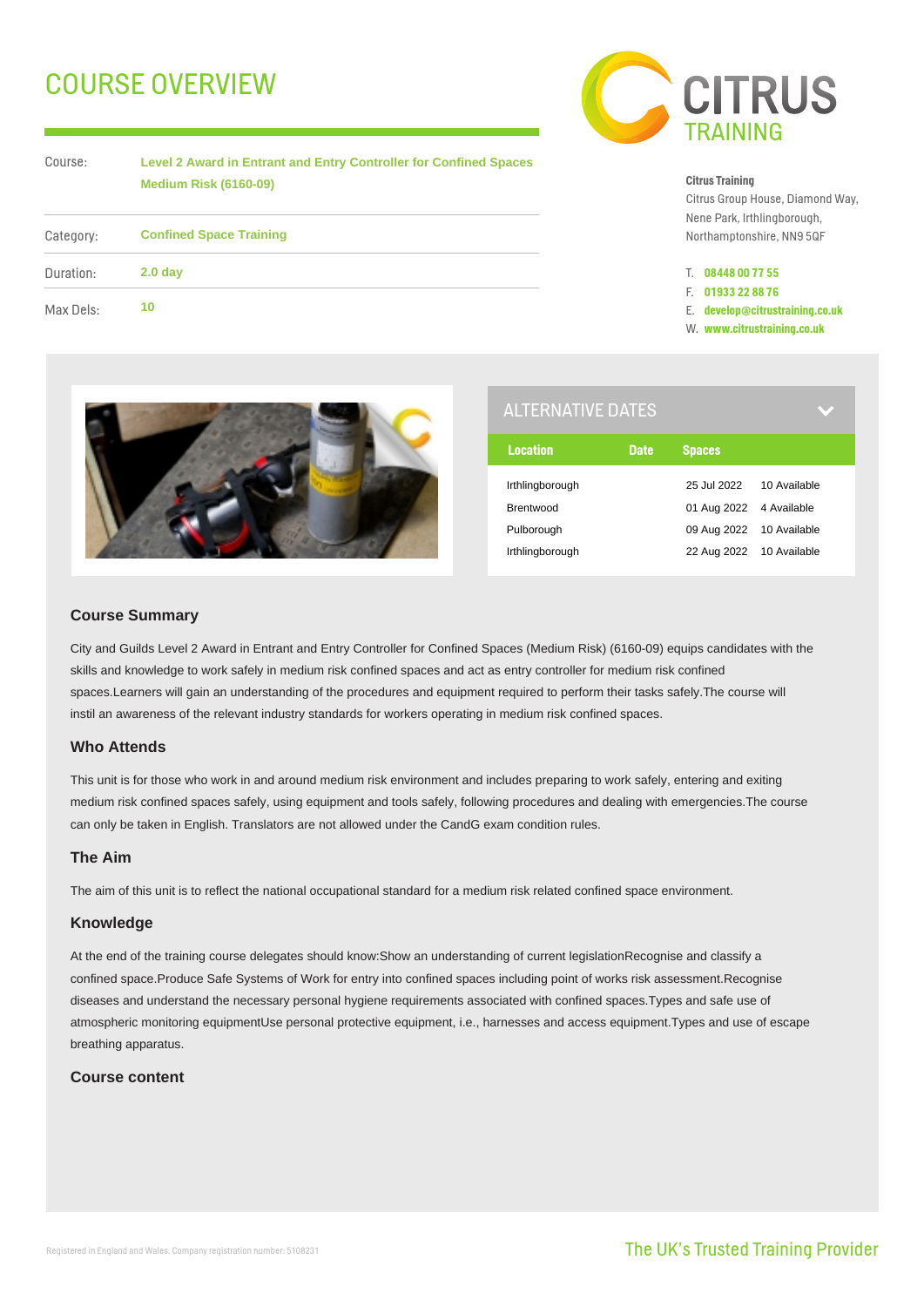# COURSE OVERVIEW

| | |
|---|---|
| Course: | **Level 2 Award in Entrant and Entry Controller for Confined Spaces Medium Risk (6160-09)** |
| Category: | **Confined Space Training** |
| Duration: | **2.0 day** |
| Max Dels: | **10** |

CITRUS TRAINING

**Citrus Training**
Citrus Group House, Diamond Way,
Nene Park, Irthlingborough,
Northamptonshire, NN9 5QF

T. **08448 00 77 55**
F. **01933 22 88 76**
E. **develop@citrustraining.co.uk**
W. **www.citrustraining.co.uk**

## ALTERNATIVE DATES

| Location | Date | Spaces |
|---|---|---|
| Irthlingborough | 25 Jul 2022 | 10 Available |
| Brentwood | 01 Aug 2022 | 4 Available |
| Pulborough | 09 Aug 2022 | 10 Available |
| Irthlingborough | 22 Aug 2022 | 10 Available |

### Course Summary

City and Guilds Level 2 Award in Entrant and Entry Controller for Confined Spaces (Medium Risk) (6160-09) equips candidates with the skills and knowledge to work safely in medium risk confined spaces and act as entry controller for medium risk confined spaces.Learners will gain an understanding of the procedures and equipment required to perform their tasks safely.The course will instil an awareness of the relevant industry standards for workers operating in medium risk confined spaces.

### Who Attends

This unit is for those who work in and around medium risk environment and includes preparing to work safely, entering and exiting medium risk confined spaces safely, using equipment and tools safely, following procedures and dealing with emergencies.The course can only be taken in English. Translators are not allowed under the CandG exam condition rules.

### The Aim

The aim of this unit is to reflect the national occupational standard for a medium risk related confined space environment.

### Knowledge

At the end of the training course delegates should know:Show an understanding of current legislationRecognise and classify a confined space.Produce Safe Systems of Work for entry into confined spaces including point of works risk assessment.Recognise diseases and understand the necessary personal hygiene requirements associated with confined spaces.Types and safe use of atmospheric monitoring equipmentUse personal protective equipment, i.e., harnesses and access equipment.Types and use of escape breathing apparatus.

### Course content

Registered in England and Wales. Company registration number: 5108231

The UK's Trusted Training Provider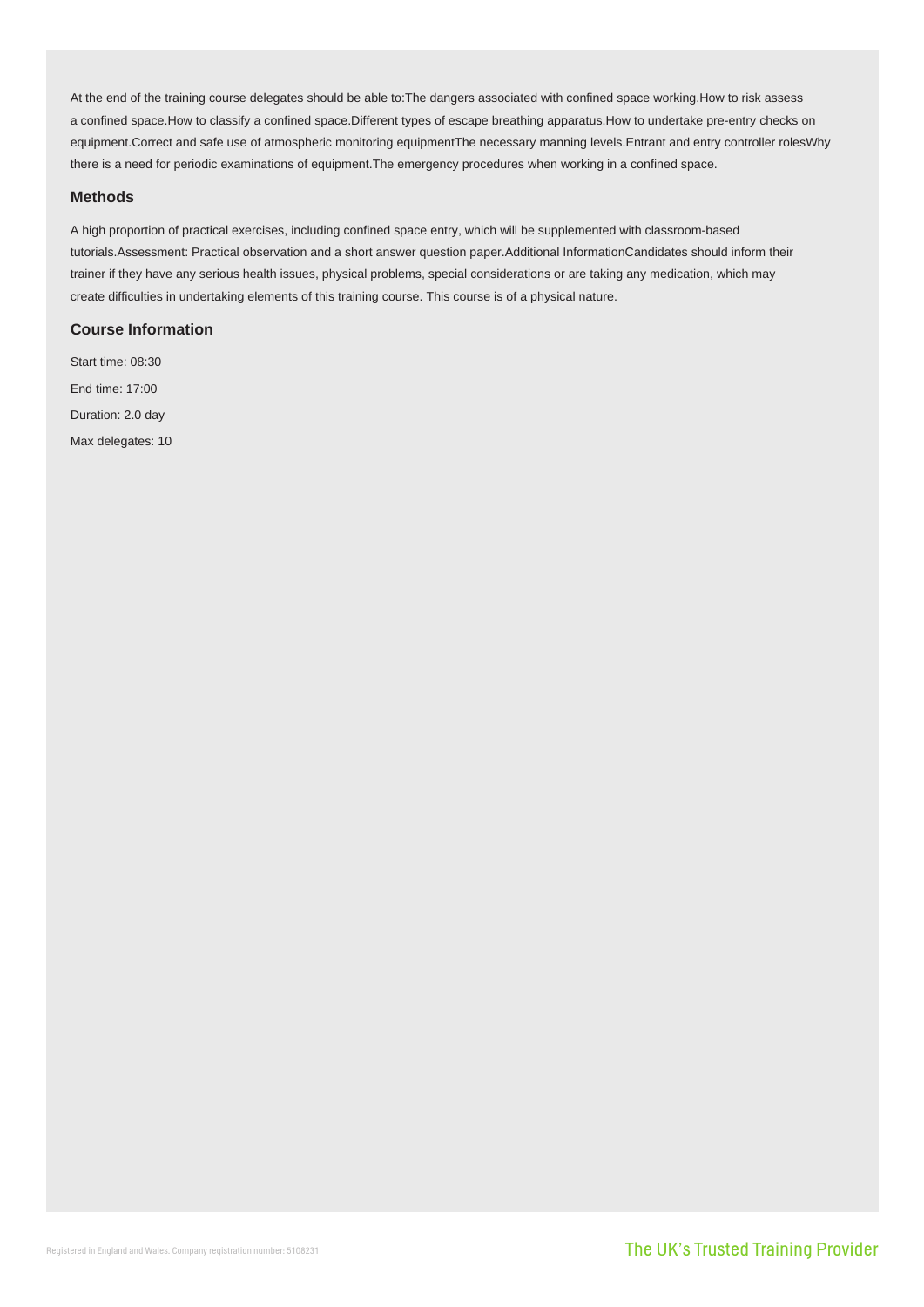At the end of the training course delegates should be able to:The dangers associated with confined space working.How to risk assess a confined space.How to classify a confined space.Different types of escape breathing apparatus.How to undertake pre-entry checks on equipment.Correct and safe use of atmospheric monitoring equipmentThe necessary manning levels.Entrant and entry controller rolesWhy there is a need for periodic examinations of equipment.The emergency procedures when working in a confined space.

### Methods

A high proportion of practical exercises, including confined space entry, which will be supplemented with classroom-based tutorials.Assessment: Practical observation and a short answer question paper.Additional InformationCandidates should inform their trainer if they have any serious health issues, physical problems, special considerations or are taking any medication, which may create difficulties in undertaking elements of this training course. This course is of a physical nature.

### Course Information

Start time: 08:30

End time: 17:00

Duration: 2.0 day

Max delegates: 10

Registered in England and Wales. Company registration number: 5108231

The UK's Trusted Training Provider